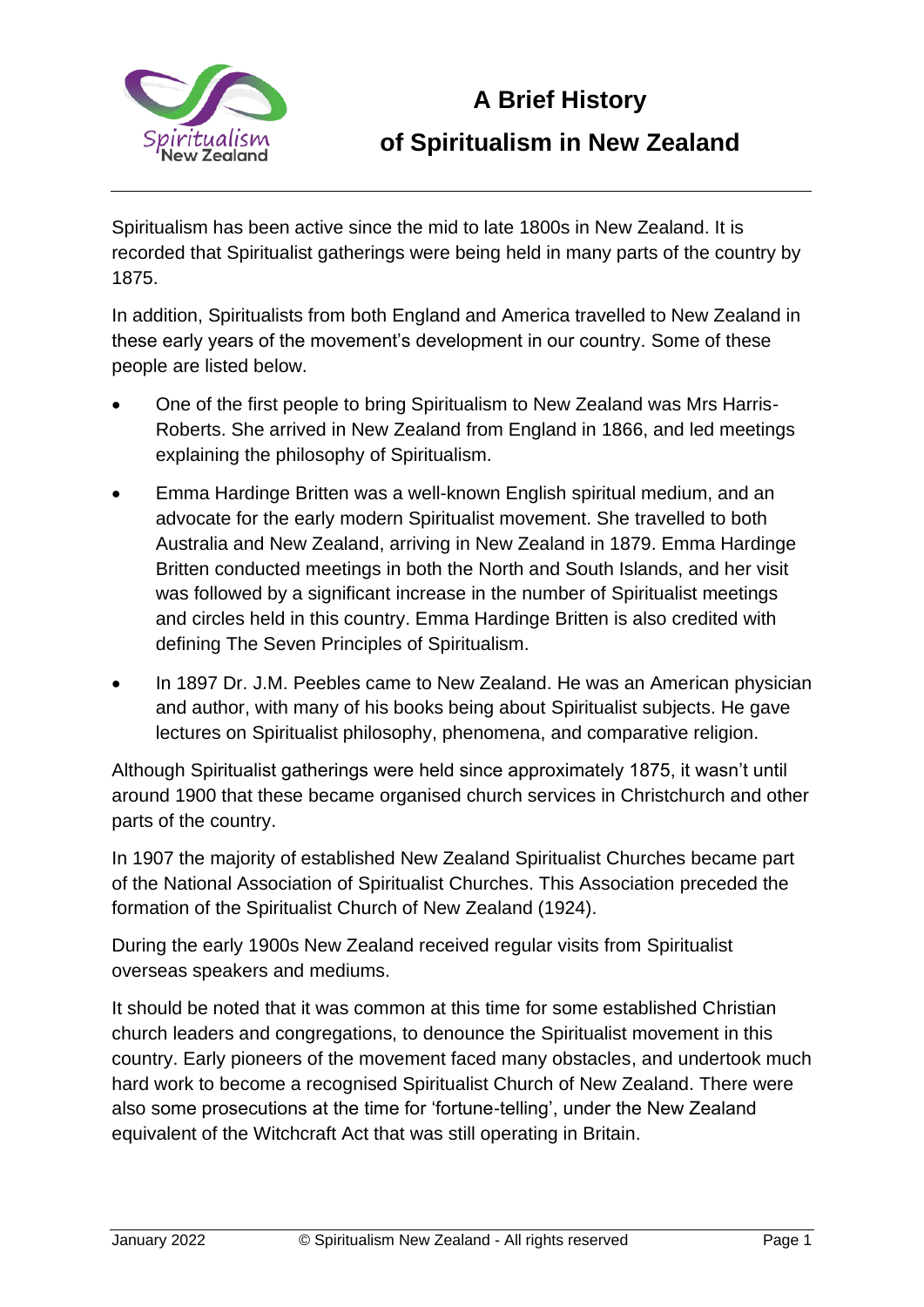# A Brief History of Spiritualism in New Zealand

Spiritualism has been active since the mid to late 1800s in New Zealand. It is recorded that Spiritualist gatherings were being held in many parts of the country by 1875.

In addition, Spiritualists from both England and America travelled to New Zealand in these early years of the movement's development in our country. Some of these people are listed below.

- One of the first people to bring Spiritualism to New Zealand was Mrs Harris-Roberts. She arrived in New Zealand from England in 1866, and led meetings explaining the philosophy of Spiritualism.
- Emma Hardinge Britten was a well-known English spiritual medium, and an advocate for the early modern Spiritualist movement. She travelled to both Australia and New Zealand, arriving in New Zealand in 1879. Emma Hardinge Britten conducted meetings in both the North and South Islands, and her visit was followed by a significant increase in the number of Spiritualist meetings and circles held in this country. Emma Hardinge Britten is also credited with defining The Seven Principles of Spiritualism.
- In 1897 Dr. J.M. Peebles came to New Zealand. He was an American physician and author, with many of his books being about Spiritualist subjects. He gave lectures on Spiritualist philosophy, phenomena, and comparative religion.

Although Spiritualist gatherings were held since approximately 1875, it wasn't until around 1900 that these became organised church services in Christchurch and other parts of the country.

In 1907 the majority of established New Zealand Spiritualist Churches became part of the National Association of Spiritualist Churches. This Association preceded the formation of the Spiritualist Church of New Zealand (1924).

During the early 1900s New Zealand received regular visits from Spiritualist overseas speakers and mediums.

It should be noted that it was common at this time for some established Christian church leaders and congregations, to denounce the Spiritualist movement in this country. Early pioneers of the movement faced many obstacles, and undertook much hard work to become a recognised Spiritualist Church of New Zealand. There were also some prosecutions at the time for 'fortune-telling', under the New Zealand equivalent of the Witchcraft Act that was still operating in Britain.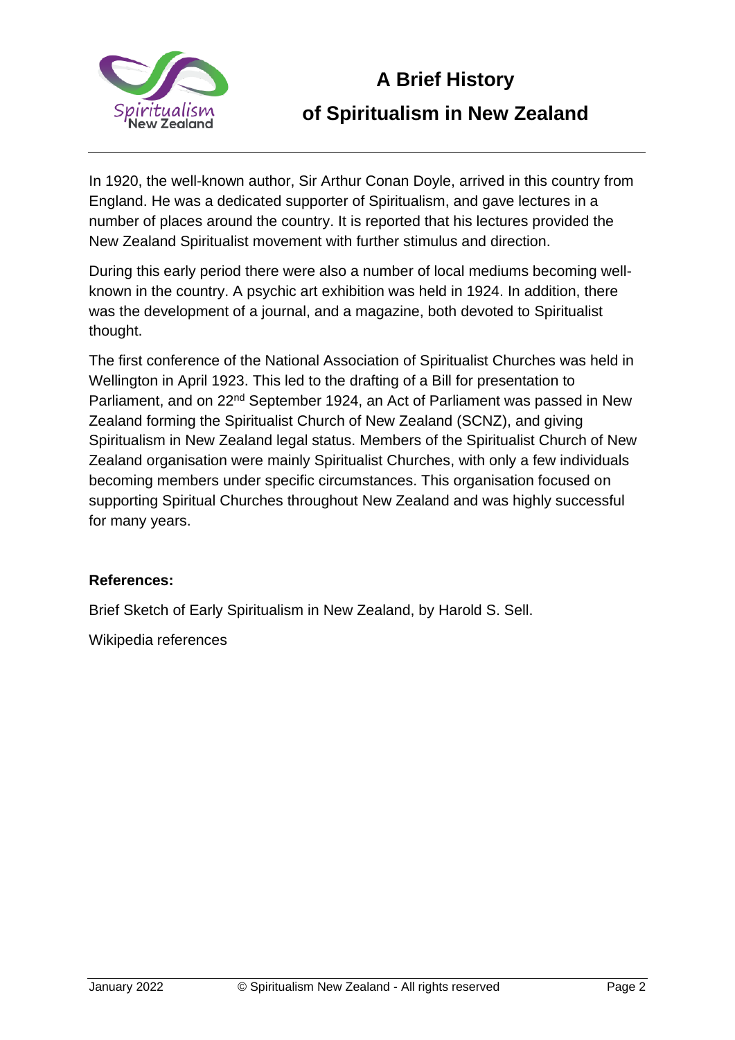# A Brief History of Spiritualism in New Zealand

In 1920, the well-known author, Sir Arthur Conan Doyle, arrived in this country from England. He was a dedicated supporter of Spiritualism, and gave lectures in a number of places around the country. It is reported that his lectures provided the New Zealand Spiritualist movement with further stimulus and direction.

During this early period there were also a number of local mediums becoming well-known in the country. A psychic art exhibition was held in 1924. In addition, there was the development of a journal, and a magazine, both devoted to Spiritualist thought.

The first conference of the National Association of Spiritualist Churches was held in Wellington in April 1923. This led to the drafting of a Bill for presentation to Parliament, and on 22nd September 1924, an Act of Parliament was passed in New Zealand forming the Spiritualist Church of New Zealand (SCNZ), and giving Spiritualism in New Zealand legal status. Members of the Spiritualist Church of New Zealand organisation were mainly Spiritualist Churches, with only a few individuals becoming members under specific circumstances. This organisation focused on supporting Spiritual Churches throughout New Zealand and was highly successful for many years.

**References:**

Brief Sketch of Early Spiritualism in New Zealand, by Harold S. Sell.

Wikipedia references